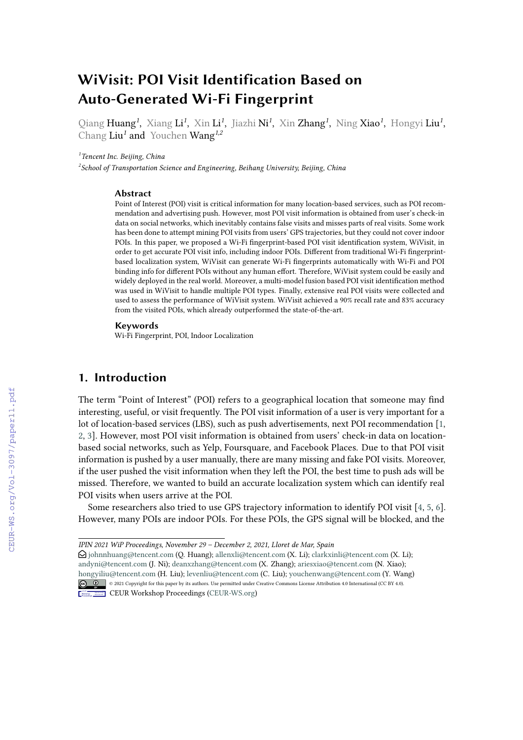# WiVisit: POI Visit Identification Based on Auto-Generated Wi-Fi Fingerprint

Qiang Huang[1], Xiang Li[1], Xin Li[1], Jiazhi Ni[1], Xin Zhang[1], Ning Xiao[1], Hongyi Liu[1], Chang Liu[1] and Youchen Wang[1,2]

[1]*Tencent Inc. Beijing, China*

[2]*School of Transportation Science and Engineering, Beihang University, Beijing, China*

### Abstract

Point of Interest (POI) visit is critical information for many location-based services, such as POI recommendation and advertising push. However, most POI visit information is obtained from user's check-in data on social networks, which inevitably contains false visits and misses parts of real visits. Some work has been done to attempt mining POI visits from users' GPS trajectories, but they could not cover indoor POIs. In this paper, we proposed a Wi-Fi fingerprint-based POI visit identification system, WiVisit, in order to get accurate POI visit info, including indoor POIs. Different from traditional Wi-Fi fingerprint-based localization system, WiVisit can generate Wi-Fi fingerprints automatically with Wi-Fi and POI binding info for different POIs without any human effort. Therefore, WiVisit system could be easily and widely deployed in the real world. Moreover, a multi-model fusion based POI visit identification method was used in WiVisit to handle multiple POI types. Finally, extensive real POI visits were collected and used to assess the performance of WiVisit system. WiVisit achieved a 90% recall rate and 83% accuracy from the visited POIs, which already outperformed the state-of-the-art.

### Keywords

Wi-Fi Fingerprint, POI, Indoor Localization

## 1. Introduction

The term "Point of Interest" (POI) refers to a geographical location that someone may find interesting, useful, or visit frequently. The POI visit information of a user is very important for a lot of location-based services (LBS), such as push advertisements, next POI recommendation [1, 2, 3]. However, most POI visit information is obtained from users' check-in data on location-based social networks, such as Yelp, Foursquare, and Facebook Places. Due to that POI visit information is pushed by a user manually, there are many missing and fake POI visits. Moreover, if the user pushed the visit information when they left the POI, the best time to push ads will be missed. Therefore, we wanted to build an accurate localization system which can identify real POI visits when users arrive at the POI.

Some researchers also tried to use GPS trajectory information to identify POI visit [4, 5, 6]. However, many POIs are indoor POIs. For these POIs, the GPS signal will be blocked, and the

---

*IPIN 2021 WiP Proceedings, November 29 – December 2, 2021, Lloret de Mar, Spain*

johnnhuang@tencent.com (Q. Huang); allenxli@tencent.com (X. Li); clarkxinli@tencent.com (X. Li); andyni@tencent.com (J. Ni); deanxzhang@tencent.com (X. Zhang); ariesxiao@tencent.com (N. Xiao); hongyiliu@tencent.com (H. Liu); levenliu@tencent.com (C. Liu); youchenwang@tencent.com (Y. Wang)

© 2021 Copyright for this paper by its authors. Use permitted under Creative Commons License Attribution 4.0 International (CC BY 4.0).

CEUR Workshop Proceedings (CEUR-WS.org)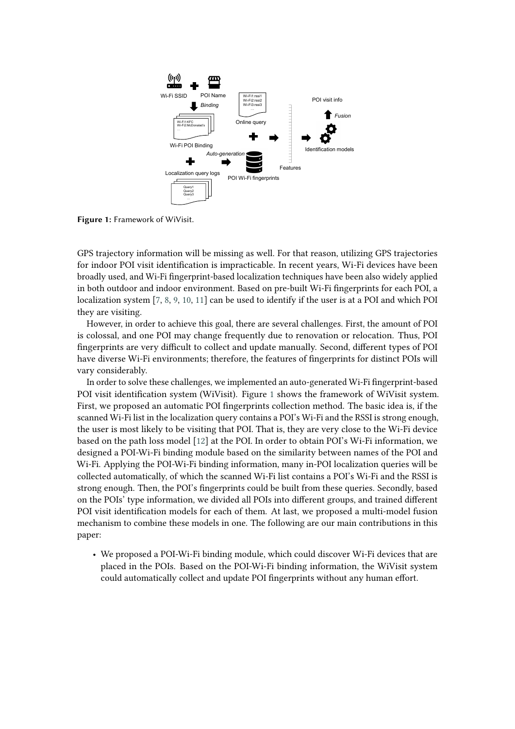Figure 1: Framework of WiVisit.

GPS trajectory information will be missing as well. For that reason, utilizing GPS trajectories for indoor POI visit identification is impracticable. In recent years, Wi-Fi devices have been broadly used, and Wi-Fi fingerprint-based localization techniques have been also widely applied in both outdoor and indoor environment. Based on pre-built Wi-Fi fingerprints for each POI, a localization system [7, 8, 9, 10, 11] can be used to identify if the user is at a POI and which POI they are visiting.

However, in order to achieve this goal, there are several challenges. First, the amount of POI is colossal, and one POI may change frequently due to renovation or relocation. Thus, POI fingerprints are very difficult to collect and update manually. Second, different types of POI have diverse Wi-Fi environments; therefore, the features of fingerprints for distinct POIs will vary considerably.

In order to solve these challenges, we implemented an auto-generated Wi-Fi fingerprint-based POI visit identification system (WiVisit). Figure 1 shows the framework of WiVisit system. First, we proposed an automatic POI fingerprints collection method. The basic idea is, if the scanned Wi-Fi list in the localization query contains a POI's Wi-Fi and the RSSI is strong enough, the user is most likely to be visiting that POI. That is, they are very close to the Wi-Fi device based on the path loss model [12] at the POI. In order to obtain POI's Wi-Fi information, we designed a POI-Wi-Fi binding module based on the similarity between names of the POI and Wi-Fi. Applying the POI-Wi-Fi binding information, many in-POI localization queries will be collected automatically, of which the scanned Wi-Fi list contains a POI's Wi-Fi and the RSSI is strong enough. Then, the POI's fingerprints could be built from these queries. Secondly, based on the POIs' type information, we divided all POIs into different groups, and trained different POI visit identification models for each of them. At last, we proposed a multi-model fusion mechanism to combine these models in one. The following are our main contributions in this paper:

- We proposed a POI-Wi-Fi binding module, which could discover Wi-Fi devices that are placed in the POIs. Based on the POI-Wi-Fi binding information, the WiVisit system could automatically collect and update POI fingerprints without any human effort.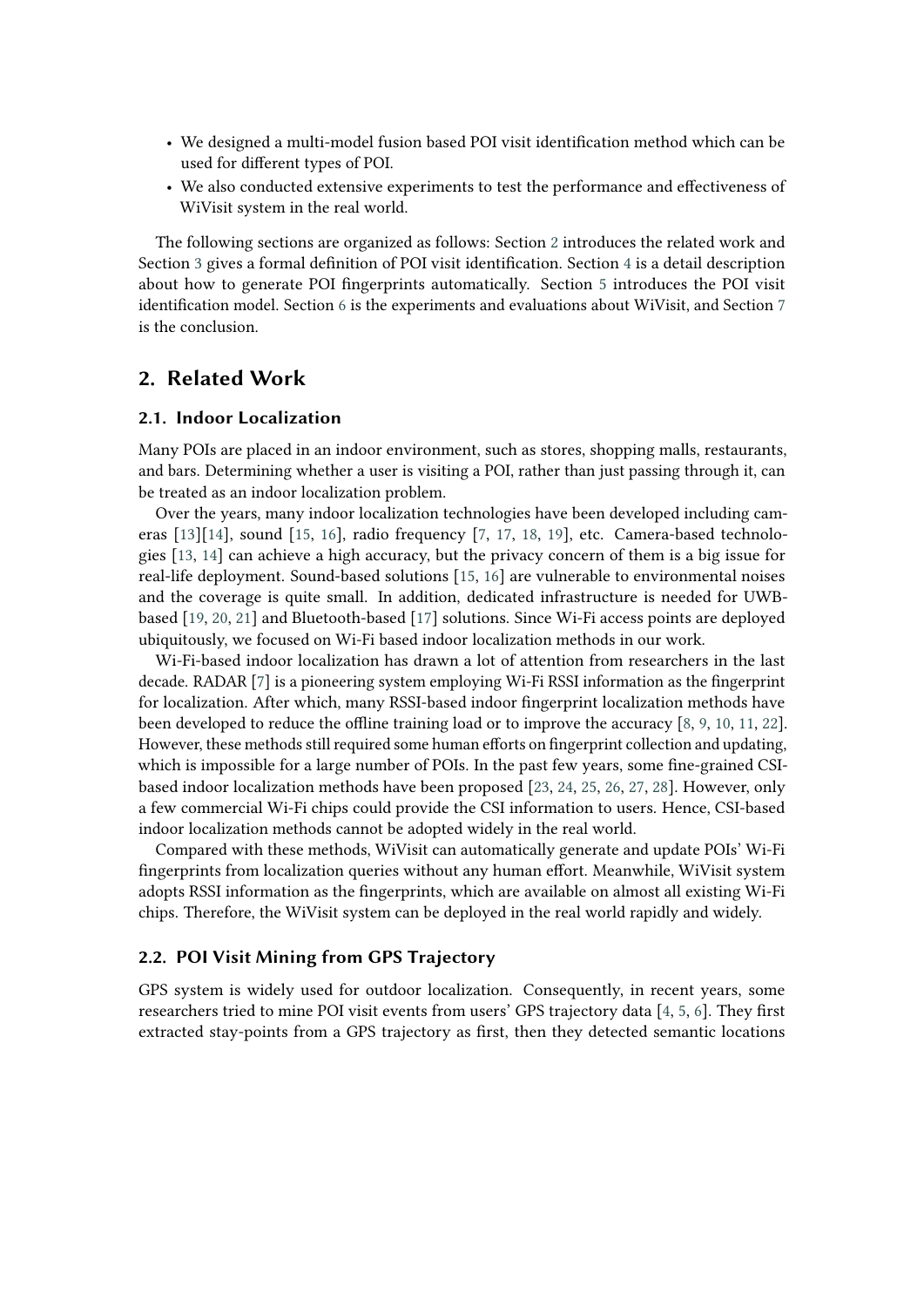- We designed a multi-model fusion based POI visit identification method which can be used for different types of POI.
- We also conducted extensive experiments to test the performance and effectiveness of WiVisit system in the real world.

The following sections are organized as follows: Section 2 introduces the related work and Section 3 gives a formal definition of POI visit identification. Section 4 is a detail description about how to generate POI fingerprints automatically. Section 5 introduces the POI visit identification model. Section 6 is the experiments and evaluations about WiVisit, and Section 7 is the conclusion.

## 2. Related Work

### 2.1. Indoor Localization

Many POIs are placed in an indoor environment, such as stores, shopping malls, restaurants, and bars. Determining whether a user is visiting a POI, rather than just passing through it, can be treated as an indoor localization problem.

Over the years, many indoor localization technologies have been developed including cameras [13][14], sound [15, 16], radio frequency [7, 17, 18, 19], etc. Camera-based technologies [13, 14] can achieve a high accuracy, but the privacy concern of them is a big issue for real-life deployment. Sound-based solutions [15, 16] are vulnerable to environmental noises and the coverage is quite small. In addition, dedicated infrastructure is needed for UWB-based [19, 20, 21] and Bluetooth-based [17] solutions. Since Wi-Fi access points are deployed ubiquitously, we focused on Wi-Fi based indoor localization methods in our work.

Wi-Fi-based indoor localization has drawn a lot of attention from researchers in the last decade. RADAR [7] is a pioneering system employing Wi-Fi RSSI information as the fingerprint for localization. After which, many RSSI-based indoor fingerprint localization methods have been developed to reduce the offline training load or to improve the accuracy [8, 9, 10, 11, 22]. However, these methods still required some human efforts on fingerprint collection and updating, which is impossible for a large number of POIs. In the past few years, some fine-grained CSI-based indoor localization methods have been proposed [23, 24, 25, 26, 27, 28]. However, only a few commercial Wi-Fi chips could provide the CSI information to users. Hence, CSI-based indoor localization methods cannot be adopted widely in the real world.

Compared with these methods, WiVisit can automatically generate and update POIs' Wi-Fi fingerprints from localization queries without any human effort. Meanwhile, WiVisit system adopts RSSI information as the fingerprints, which are available on almost all existing Wi-Fi chips. Therefore, the WiVisit system can be deployed in the real world rapidly and widely.

### 2.2. POI Visit Mining from GPS Trajectory

GPS system is widely used for outdoor localization. Consequently, in recent years, some researchers tried to mine POI visit events from users' GPS trajectory data [4, 5, 6]. They first extracted stay-points from a GPS trajectory as first, then they detected semantic locations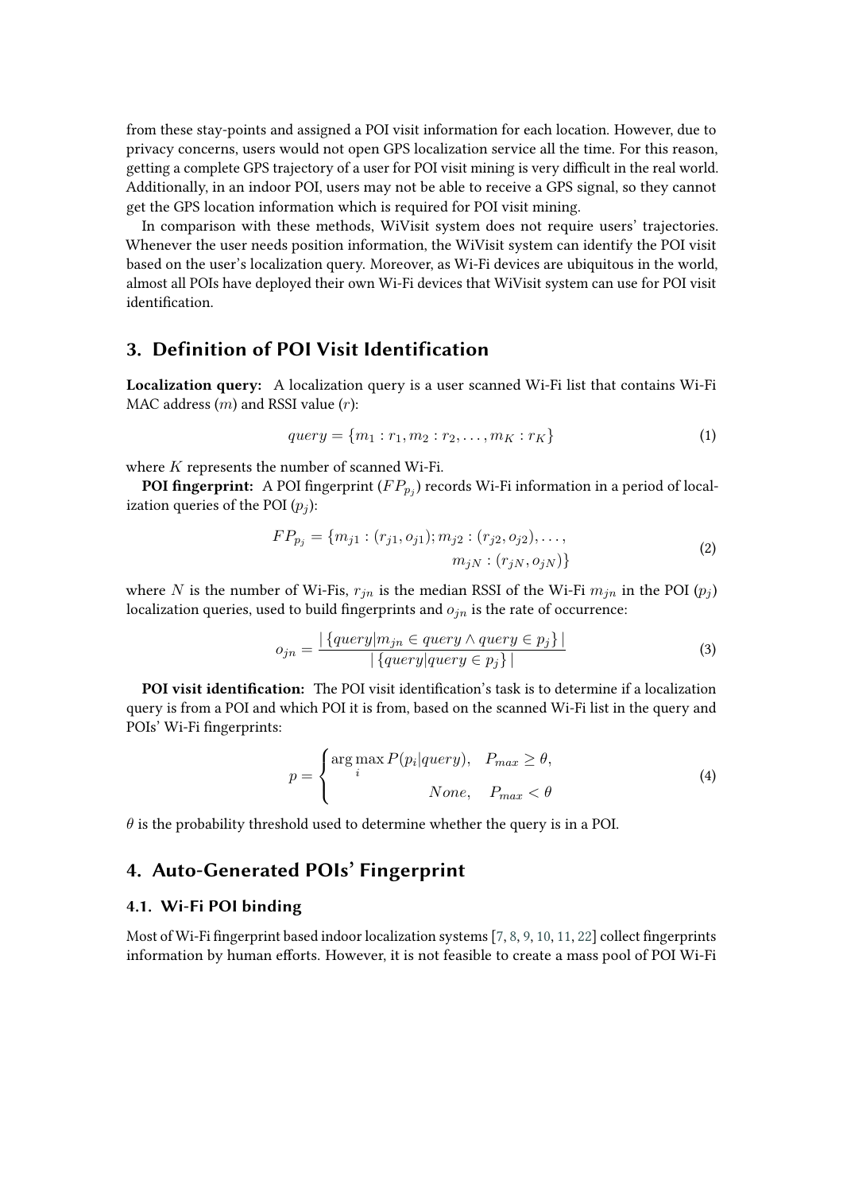from these stay-points and assigned a POI visit information for each location. However, due to privacy concerns, users would not open GPS localization service all the time. For this reason, getting a complete GPS trajectory of a user for POI visit mining is very difficult in the real world. Additionally, in an indoor POI, users may not be able to receive a GPS signal, so they cannot get the GPS location information which is required for POI visit mining.

In comparison with these methods, WiVisit system does not require users' trajectories. Whenever the user needs position information, the WiVisit system can identify the POI visit based on the user's localization query. Moreover, as Wi-Fi devices are ubiquitous in the world, almost all POIs have deployed their own Wi-Fi devices that WiVisit system can use for POI visit identification.

## 3. Definition of POI Visit Identification

**Localization query:** A localization query is a user scanned Wi-Fi list that contains Wi-Fi MAC address ($m$) and RSSI value ($r$):

$$query = \{m_1 : r_1, m_2 : r_2, \ldots, m_K : r_K\} \tag{1}$$

where $K$ represents the number of scanned Wi-Fi.

**POI fingerprint:** A POI fingerprint ($FP_{p_j}$) records Wi-Fi information in a period of localization queries of the POI ($p_j$):

$$\begin{aligned} FP_{p_j} = \{m_{j1} : (r_{j1}, o_{j1}); m_{j2} : (r_{j2}, o_{j2}), \ldots, \\ m_{jN} : (r_{jN}, o_{jN})\} \end{aligned} \tag{2}$$

where $N$ is the number of Wi-Fis, $r_{jn}$ is the median RSSI of the Wi-Fi $m_{jn}$ in the POI ($p_j$) localization queries, used to build fingerprints and $o_{jn}$ is the rate of occurrence:

$$o_{jn} = \frac{|\{query | m_{jn} \in query \land query \in p_j\}|}{|\{query | query \in p_j\}|} \tag{3}$$

**POI visit identification:** The POI visit identification's task is to determine if a localization query is from a POI and which POI it is from, based on the scanned Wi-Fi list in the query and POIs' Wi-Fi fingerprints:

$$p = \begin{cases} \arg\max_i P(p_i | query), & P_{max} \geq \theta, \\ None, & P_{max} < \theta \end{cases} \tag{4}$$

$\theta$ is the probability threshold used to determine whether the query is in a POI.

## 4. Auto-Generated POIs' Fingerprint

### 4.1. Wi-Fi POI binding

Most of Wi-Fi fingerprint based indoor localization systems [7, 8, 9, 10, 11, 22] collect fingerprints information by human efforts. However, it is not feasible to create a mass pool of POI Wi-Fi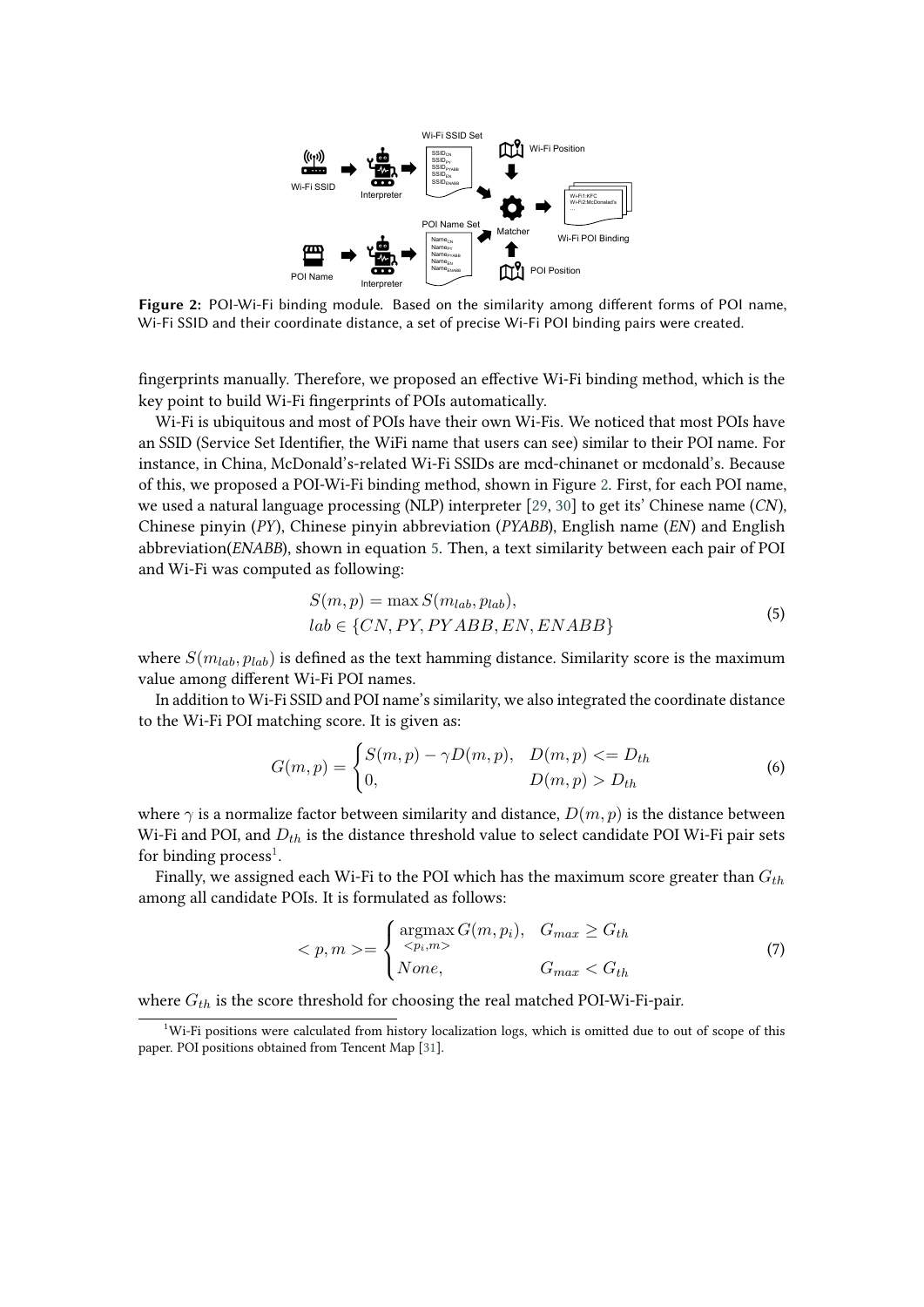**Figure 2:** POI-Wi-Fi binding module. Based on the similarity among different forms of POI name, Wi-Fi SSID and their coordinate distance, a set of precise Wi-Fi POI binding pairs were created.

fingerprints manually. Therefore, we proposed an effective Wi-Fi binding method, which is the key point to build Wi-Fi fingerprints of POIs automatically.

Wi-Fi is ubiquitous and most of POIs have their own Wi-Fis. We noticed that most POIs have an SSID (Service Set Identifier, the WiFi name that users can see) similar to their POI name. For instance, in China, McDonald's-related Wi-Fi SSIDs are mcd-chinanet or mcdonald's. Because of this, we proposed a POI-Wi-Fi binding method, shown in Figure 2. First, for each POI name, we used a natural language processing (NLP) interpreter [29, 30] to get its' Chinese name (*CN*), Chinese pinyin (*PY*), Chinese pinyin abbreviation (*PYABB*), English name (*EN*) and English abbreviation(*ENABB*), shown in equation 5. Then, a text similarity between each pair of POI and Wi-Fi was computed as following:

$$
\begin{aligned}
&S(m, p) = \max S(m_{lab}, p_{lab}), \\
&lab \in \{CN, PY, PYABB, EN, ENABB\}
\end{aligned}
\tag{5}
$$

where $S(m_{lab}, p_{lab})$ is defined as the text hamming distance. Similarity score is the maximum value among different Wi-Fi POI names.

In addition to Wi-Fi SSID and POI name's similarity, we also integrated the coordinate distance to the Wi-Fi POI matching score. It is given as:

$$
G(m, p) = \begin{cases} S(m, p) - \gamma D(m, p), & D(m, p) <= D_{th} \\ 0, & D(m, p) > D_{th} \end{cases}
\tag{6}
$$

where $\gamma$ is a normalize factor between similarity and distance, $D(m, p)$ is the distance between Wi-Fi and POI, and $D_{th}$ is the distance threshold value to select candidate POI Wi-Fi pair sets for binding process[1].

Finally, we assigned each Wi-Fi to the POI which has the maximum score greater than $G_{th}$ among all candidate POIs. It is formulated as follows:

$$
< p, m >= \begin{cases} \underset{<p_i, m>}{\operatorname{argmax}}\, G(m, p_i), & G_{max} \geq G_{th} \\ None, & G_{max} < G_{th} \end{cases}
\tag{7}
$$

where $G_{th}$ is the score threshold for choosing the real matched POI-Wi-Fi-pair.

[1] Wi-Fi positions were calculated from history localization logs, which is omitted due to out of scope of this paper. POI positions obtained from Tencent Map [31].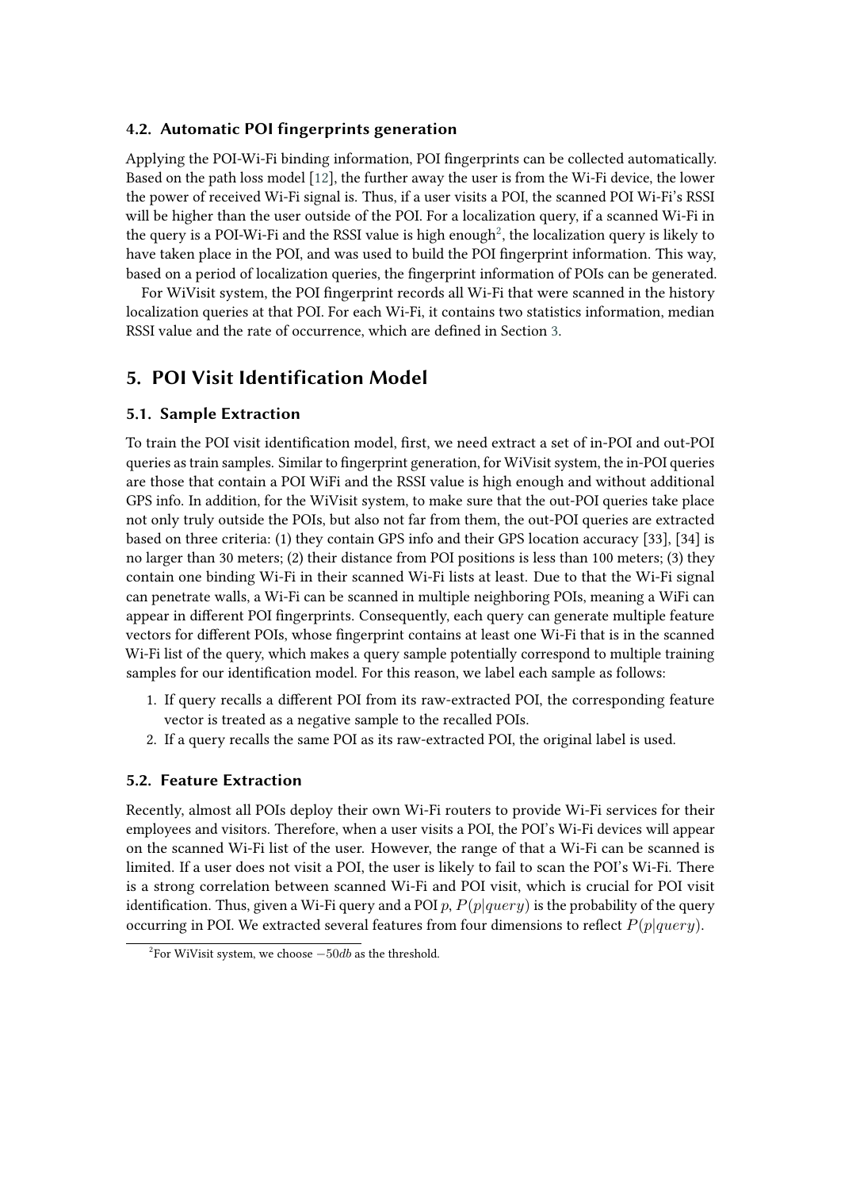### 4.2. Automatic POI fingerprints generation

Applying the POI-Wi-Fi binding information, POI fingerprints can be collected automatically. Based on the path loss model [12], the further away the user is from the Wi-Fi device, the lower the power of received Wi-Fi signal is. Thus, if a user visits a POI, the scanned POI Wi-Fi's RSSI will be higher than the user outside of the POI. For a localization query, if a scanned Wi-Fi in the query is a POI-Wi-Fi and the RSSI value is high enough[2], the localization query is likely to have taken place in the POI, and was used to build the POI fingerprint information. This way, based on a period of localization queries, the fingerprint information of POIs can be generated.

For WiVisit system, the POI fingerprint records all Wi-Fi that were scanned in the history localization queries at that POI. For each Wi-Fi, it contains two statistics information, median RSSI value and the rate of occurrence, which are defined in Section 3.

## 5. POI Visit Identification Model

### 5.1. Sample Extraction

To train the POI visit identification model, first, we need extract a set of in-POI and out-POI queries as train samples. Similar to fingerprint generation, for WiVisit system, the in-POI queries are those that contain a POI WiFi and the RSSI value is high enough and without additional GPS info. In addition, for the WiVisit system, to make sure that the out-POI queries take place not only truly outside the POIs, but also not far from them, the out-POI queries are extracted based on three criteria: (1) they contain GPS info and their GPS location accuracy [33], [34] is no larger than 30 meters; (2) their distance from POI positions is less than 100 meters; (3) they contain one binding Wi-Fi in their scanned Wi-Fi lists at least. Due to that the Wi-Fi signal can penetrate walls, a Wi-Fi can be scanned in multiple neighboring POIs, meaning a WiFi can appear in different POI fingerprints. Consequently, each query can generate multiple feature vectors for different POIs, whose fingerprint contains at least one Wi-Fi that is in the scanned Wi-Fi list of the query, which makes a query sample potentially correspond to multiple training samples for our identification model. For this reason, we label each sample as follows:

1. If query recalls a different POI from its raw-extracted POI, the corresponding feature vector is treated as a negative sample to the recalled POIs.
2. If a query recalls the same POI as its raw-extracted POI, the original label is used.

### 5.2. Feature Extraction

Recently, almost all POIs deploy their own Wi-Fi routers to provide Wi-Fi services for their employees and visitors. Therefore, when a user visits a POI, the POI's Wi-Fi devices will appear on the scanned Wi-Fi list of the user. However, the range of that a Wi-Fi can be scanned is limited. If a user does not visit a POI, the user is likely to fail to scan the POI's Wi-Fi. There is a strong correlation between scanned Wi-Fi and POI visit, which is crucial for POI visit identification. Thus, given a Wi-Fi query and a POI $p$, $P(p|query)$ is the probability of the query occurring in POI. We extracted several features from four dimensions to reflect $P(p|query)$.

[2] For WiVisit system, we choose $-50db$ as the threshold.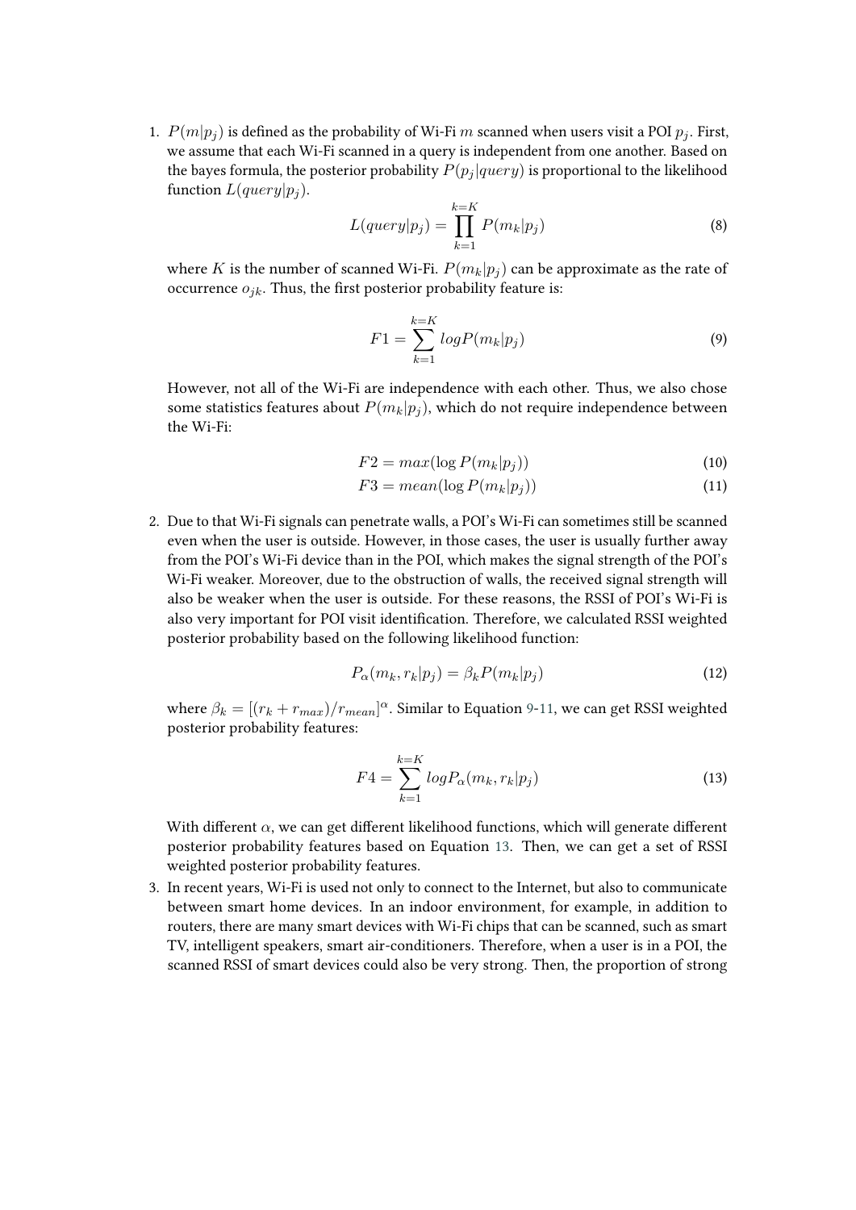1. $P(m|p_j)$ is defined as the probability of Wi-Fi $m$ scanned when users visit a POI $p_j$. First, we assume that each Wi-Fi scanned in a query is independent from one another. Based on the bayes formula, the posterior probability $P(p_j|query)$ is proportional to the likelihood function $L(query|p_j)$.

$$L(query|p_j) = \prod_{k=1}^{k=K} P(m_k|p_j) \tag{8}$$

   where $K$ is the number of scanned Wi-Fi. $P(m_k|p_j)$ can be approximate as the rate of occurrence $o_{jk}$. Thus, the first posterior probability feature is:

$$F1 = \sum_{k=1}^{k=K} logP(m_k|p_j) \tag{9}$$

   However, not all of the Wi-Fi are independence with each other. Thus, we also chose some statistics features about $P(m_k|p_j)$, which do not require independence between the Wi-Fi:

$$F2 = max(\log P(m_k|p_j)) \tag{10}$$

$$F3 = mean(\log P(m_k|p_j)) \tag{11}$$

2. Due to that Wi-Fi signals can penetrate walls, a POI's Wi-Fi can sometimes still be scanned even when the user is outside. However, in those cases, the user is usually further away from the POI's Wi-Fi device than in the POI, which makes the signal strength of the POI's Wi-Fi weaker. Moreover, due to the obstruction of walls, the received signal strength will also be weaker when the user is outside. For these reasons, the RSSI of POI's Wi-Fi is also very important for POI visit identification. Therefore, we calculated RSSI weighted posterior probability based on the following likelihood function:

$$P_\alpha(m_k, r_k|p_j) = \beta_k P(m_k|p_j) \tag{12}$$

   where $\beta_k = [(r_k + r_{max})/r_{mean}]^\alpha$. Similar to Equation 9-11, we can get RSSI weighted posterior probability features:

$$F4 = \sum_{k=1}^{k=K} logP_\alpha(m_k, r_k|p_j) \tag{13}$$

   With different $\alpha$, we can get different likelihood functions, which will generate different posterior probability features based on Equation 13. Then, we can get a set of RSSI weighted posterior probability features.

3. In recent years, Wi-Fi is used not only to connect to the Internet, but also to communicate between smart home devices. In an indoor environment, for example, in addition to routers, there are many smart devices with Wi-Fi chips that can be scanned, such as smart TV, intelligent speakers, smart air-conditioners. Therefore, when a user is in a POI, the scanned RSSI of smart devices could also be very strong. Then, the proportion of strong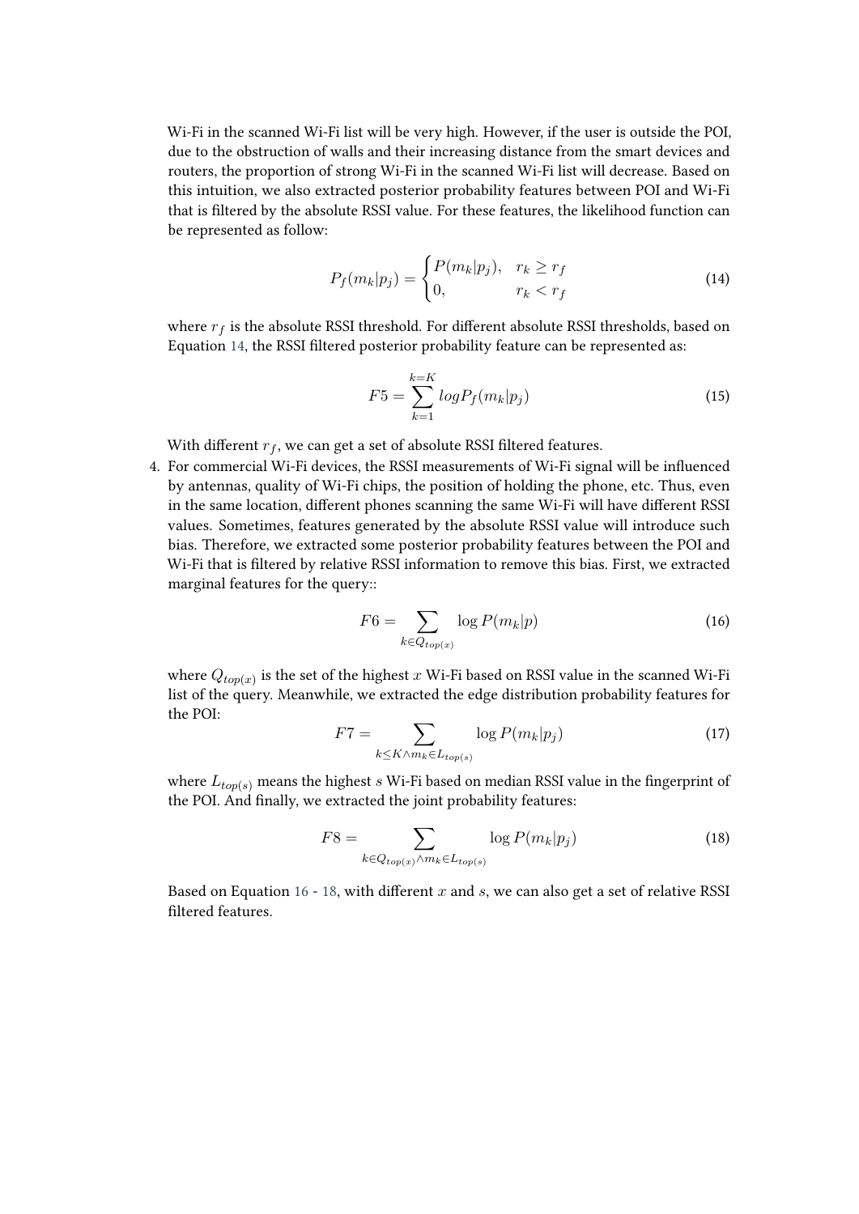Wi-Fi in the scanned Wi-Fi list will be very high. However, if the user is outside the POI, due to the obstruction of walls and their increasing distance from the smart devices and routers, the proportion of strong Wi-Fi in the scanned Wi-Fi list will decrease. Based on this intuition, we also extracted posterior probability features between POI and Wi-Fi that is filtered by the absolute RSSI value. For these features, the likelihood function can be represented as follow:

$$P_f(m_k|p_j) = \begin{cases} P(m_k|p_j), & r_k \geq r_f \\ 0, & r_k < r_f \end{cases} \tag{14}$$

where $r_f$ is the absolute RSSI threshold. For different absolute RSSI thresholds, based on Equation 14, the RSSI filtered posterior probability feature can be represented as:

$$F5 = \sum_{k=1}^{k=K} log P_f(m_k|p_j) \tag{15}$$

With different $r_f$, we can get a set of absolute RSSI filtered features.

4. For commercial Wi-Fi devices, the RSSI measurements of Wi-Fi signal will be influenced by antennas, quality of Wi-Fi chips, the position of holding the phone, etc. Thus, even in the same location, different phones scanning the same Wi-Fi will have different RSSI values. Sometimes, features generated by the absolute RSSI value will introduce such bias. Therefore, we extracted some posterior probability features between the POI and Wi-Fi that is filtered by relative RSSI information to remove this bias. First, we extracted marginal features for the query::

$$F6 = \sum_{k \in Q_{top(x)}} \log P(m_k|p) \tag{16}$$

where $Q_{top(x)}$ is the set of the highest $x$ Wi-Fi based on RSSI value in the scanned Wi-Fi list of the query. Meanwhile, we extracted the edge distribution probability features for the POI:

$$F7 = \sum_{k \leq K \wedge m_k \in L_{top(s)}} \log P(m_k|p_j) \tag{17}$$

where $L_{top(s)}$ means the highest $s$ Wi-Fi based on median RSSI value in the fingerprint of the POI. And finally, we extracted the joint probability features:

$$F8 = \sum_{k \in Q_{top(x)} \wedge m_k \in L_{top(s)}} \log P(m_k|p_j) \tag{18}$$

Based on Equation 16 - 18, with different $x$ and $s$, we can also get a set of relative RSSI filtered features.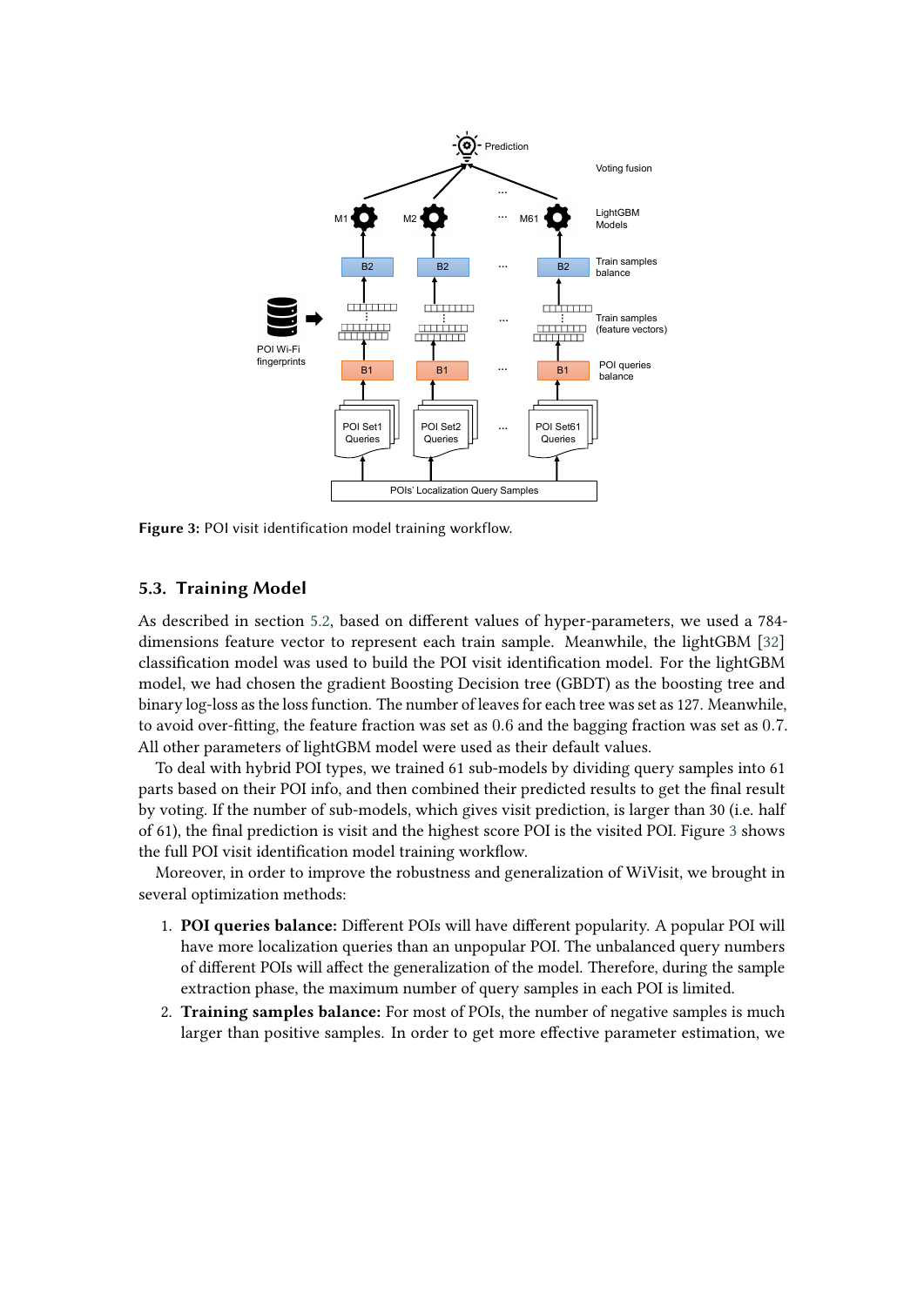Figure 3: POI visit identification model training workflow.

### 5.3. Training Model

As described in section 5.2, based on different values of hyper-parameters, we used a 784-dimensions feature vector to represent each train sample. Meanwhile, the lightGBM [32] classification model was used to build the POI visit identification model. For the lightGBM model, we had chosen the gradient Boosting Decision tree (GBDT) as the boosting tree and binary log-loss as the loss function. The number of leaves for each tree was set as 127. Meanwhile, to avoid over-fitting, the feature fraction was set as $0.6$ and the bagging fraction was set as $0.7$. All other parameters of lightGBM model were used as their default values.

To deal with hybrid POI types, we trained 61 sub-models by dividing query samples into 61 parts based on their POI info, and then combined their predicted results to get the final result by voting. If the number of sub-models, which gives visit prediction, is larger than 30 (i.e. half of 61), the final prediction is visit and the highest score POI is the visited POI. Figure 3 shows the full POI visit identification model training workflow.

Moreover, in order to improve the robustness and generalization of WiVisit, we brought in several optimization methods:

1. **POI queries balance:** Different POIs will have different popularity. A popular POI will have more localization queries than an unpopular POI. The unbalanced query numbers of different POIs will affect the generalization of the model. Therefore, during the sample extraction phase, the maximum number of query samples in each POI is limited.
2. **Training samples balance:** For most of POIs, the number of negative samples is much larger than positive samples. In order to get more effective parameter estimation, we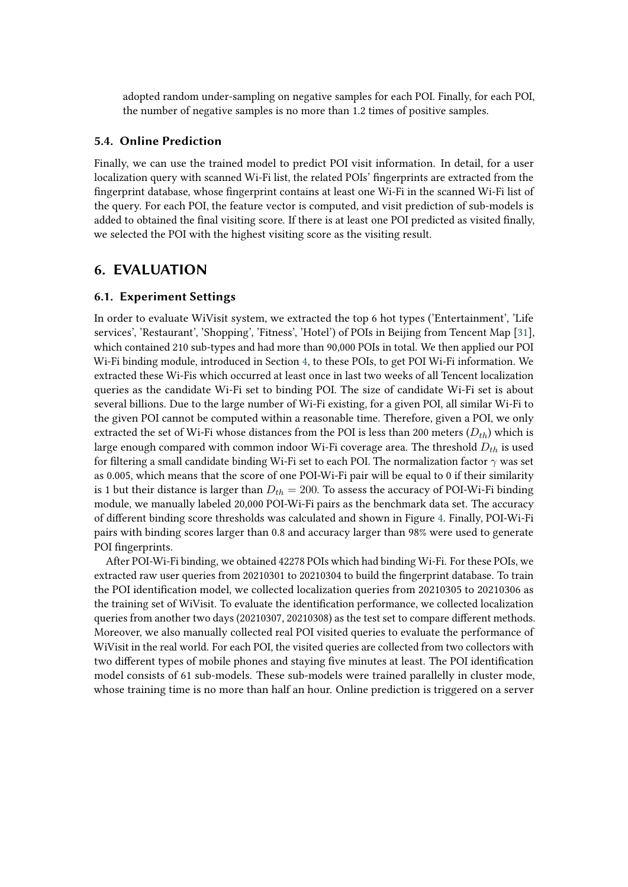adopted random under-sampling on negative samples for each POI. Finally, for each POI, the number of negative samples is no more than 1.2 times of positive samples.

### 5.4. Online Prediction

Finally, we can use the trained model to predict POI visit information. In detail, for a user localization query with scanned Wi-Fi list, the related POIs' fingerprints are extracted from the fingerprint database, whose fingerprint contains at least one Wi-Fi in the scanned Wi-Fi list of the query. For each POI, the feature vector is computed, and visit prediction of sub-models is added to obtained the final visiting score. If there is at least one POI predicted as visited finally, we selected the POI with the highest visiting score as the visiting result.

## 6. EVALUATION

### 6.1. Experiment Settings

In order to evaluate WiVisit system, we extracted the top 6 hot types ('Entertainment', 'Life services', 'Restaurant', 'Shopping', 'Fitness', 'Hotel') of POIs in Beijing from Tencent Map [31], which contained 210 sub-types and had more than 90,000 POIs in total. We then applied our POI Wi-Fi binding module, introduced in Section 4, to these POIs, to get POI Wi-Fi information. We extracted these Wi-Fis which occurred at least once in last two weeks of all Tencent localization queries as the candidate Wi-Fi set to binding POI. The size of candidate Wi-Fi set is about several billions. Due to the large number of Wi-Fi existing, for a given POI, all similar Wi-Fi to the given POI cannot be computed within a reasonable time. Therefore, given a POI, we only extracted the set of Wi-Fi whose distances from the POI is less than 200 meters ($D_{th}$) which is large enough compared with common indoor Wi-Fi coverage area. The threshold $D_{th}$ is used for filtering a small candidate binding Wi-Fi set to each POI. The normalization factor $\gamma$ was set as 0.005, which means that the score of one POI-Wi-Fi pair will be equal to 0 if their similarity is 1 but their distance is larger than $D_{th} = 200$. To assess the accuracy of POI-Wi-Fi binding module, we manually labeled 20,000 POI-Wi-Fi pairs as the benchmark data set. The accuracy of different binding score thresholds was calculated and shown in Figure 4. Finally, POI-Wi-Fi pairs with binding scores larger than 0.8 and accuracy larger than 98% were used to generate POI fingerprints.

After POI-Wi-Fi binding, we obtained 42278 POIs which had binding Wi-Fi. For these POIs, we extracted raw user queries from 20210301 to 20210304 to build the fingerprint database. To train the POI identification model, we collected localization queries from 20210305 to 20210306 as the training set of WiVisit. To evaluate the identification performance, we collected localization queries from another two days (20210307, 20210308) as the test set to compare different methods. Moreover, we also manually collected real POI visited queries to evaluate the performance of WiVisit in the real world. For each POI, the visited queries are collected from two collectors with two different types of mobile phones and staying five minutes at least. The POI identification model consists of 61 sub-models. These sub-models were trained parallelly in cluster mode, whose training time is no more than half an hour. Online prediction is triggered on a server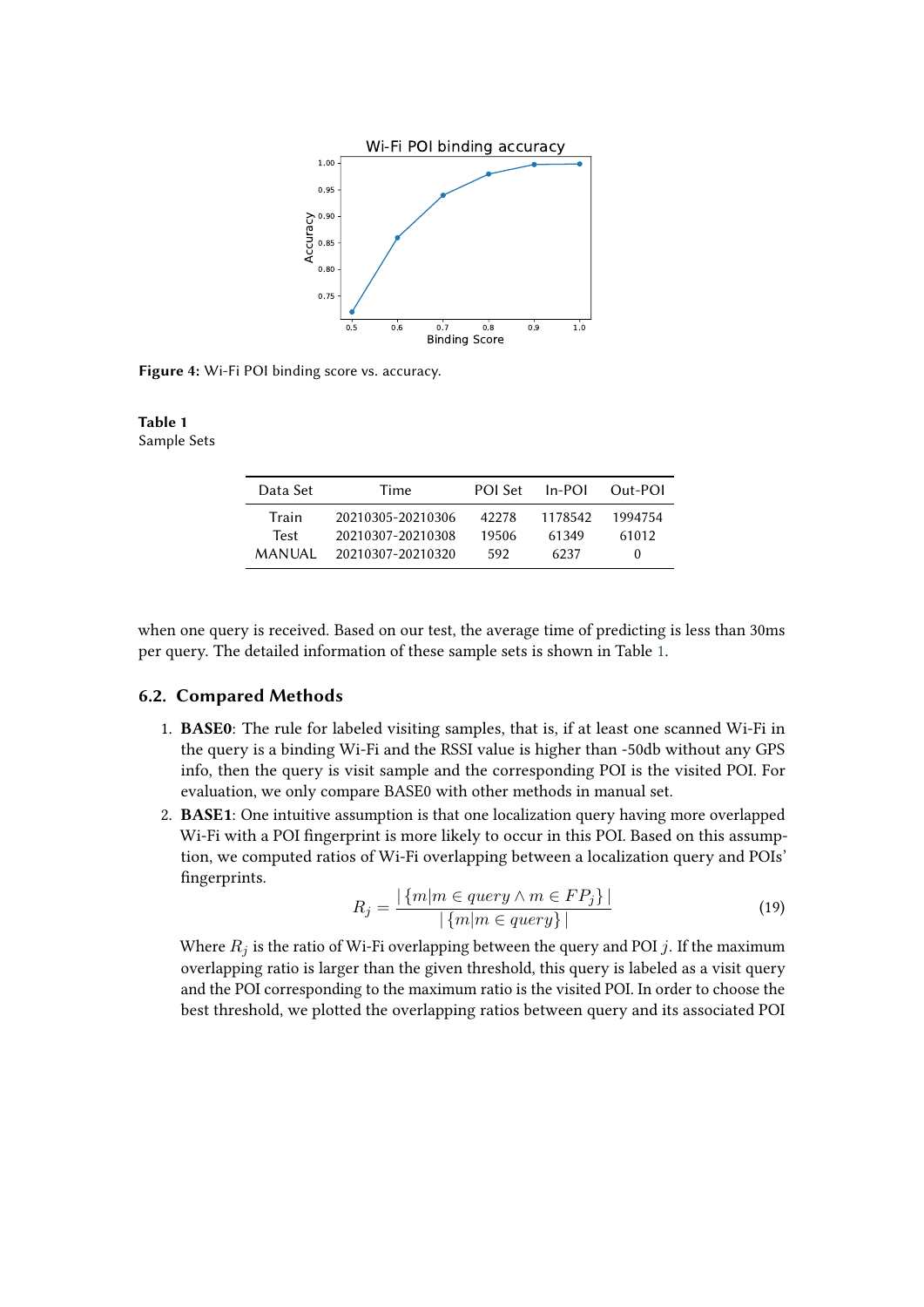**Figure 4:** Wi-Fi POI binding score vs. accuracy.

**Table 1**
Sample Sets

| Data Set | Time | POI Set | In-POI | Out-POI |
|---|---|---|---|---|
| Train | 20210305-20210306 | 42278 | 1178542 | 1994754 |
| Test | 20210307-20210308 | 19506 | 61349 | 61012 |
| MANUAL | 20210307-20210320 | 592 | 6237 | 0 |

when one query is received. Based on our test, the average time of predicting is less than 30ms per query. The detailed information of these sample sets is shown in Table 1.

### 6.2. Compared Methods

1. **BASE0**: The rule for labeled visiting samples, that is, if at least one scanned Wi-Fi in the query is a binding Wi-Fi and the RSSI value is higher than -50db without any GPS info, then the query is visit sample and the corresponding POI is the visited POI. For evaluation, we only compare BASE0 with other methods in manual set.
2. **BASE1**: One intuitive assumption is that one localization query having more overlapped Wi-Fi with a POI fingerprint is more likely to occur in this POI. Based on this assumption, we computed ratios of Wi-Fi overlapping between a localization query and POIs' fingerprints.

$$R_j = \frac{|\{m|m \in query \land m \in FP_j\}|}{|\{m|m \in query\}|} \tag{19}$$

   Where $R_j$ is the ratio of Wi-Fi overlapping between the query and POI $j$. If the maximum overlapping ratio is larger than the given threshold, this query is labeled as a visit query and the POI corresponding to the maximum ratio is the visited POI. In order to choose the best threshold, we plotted the overlapping ratios between query and its associated POI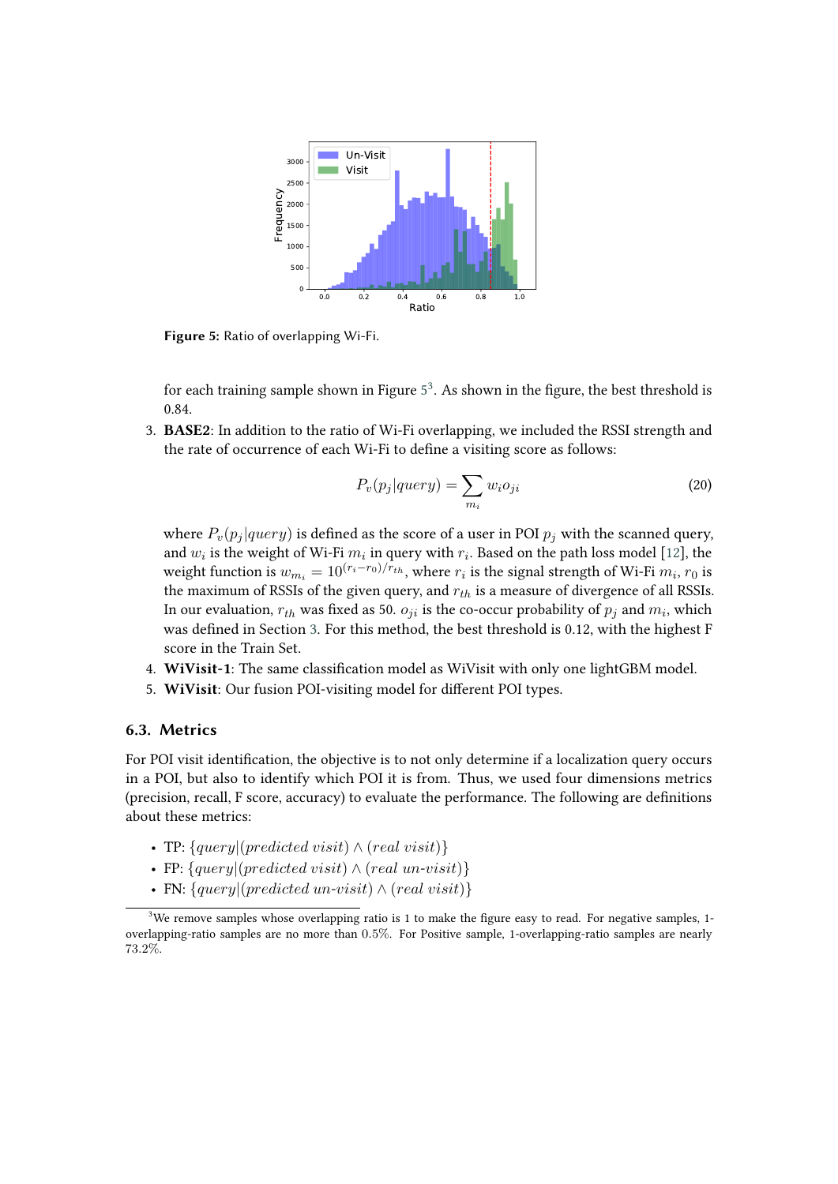Figure 5: Ratio of overlapping Wi-Fi.

for each training sample shown in Figure 5[3]. As shown in the figure, the best threshold is 0.84.

3. **BASE2**: In addition to the ratio of Wi-Fi overlapping, we included the RSSI strength and the rate of occurrence of each Wi-Fi to define a visiting score as follows:

$$P_v(p_j|query) = \sum_{m_i} w_i o_{ji} \tag{20}$$

where $P_v(p_j|query)$ is defined as the score of a user in POI $p_j$ with the scanned query, and $w_i$ is the weight of Wi-Fi $m_i$ in query with $r_i$. Based on the path loss model [12], the weight function is $w_{m_i} = 10^{(r_i - r_0)/r_{th}}$, where $r_i$ is the signal strength of Wi-Fi $m_i$, $r_0$ is the maximum of RSSIs of the given query, and $r_{th}$ is a measure of divergence of all RSSIs. In our evaluation, $r_{th}$ was fixed as 50. $o_{ji}$ is the co-occur probability of $p_j$ and $m_i$, which was defined in Section 3. For this method, the best threshold is 0.12, with the highest F score in the Train Set.

4. **WiVisit-1**: The same classification model as WiVisit with only one lightGBM model.
5. **WiVisit**: Our fusion POI-visiting model for different POI types.

### 6.3. Metrics

For POI visit identification, the objective is to not only determine if a localization query occurs in a POI, but also to identify which POI it is from. Thus, we used four dimensions metrics (precision, recall, F score, accuracy) to evaluate the performance. The following are definitions about these metrics:

- TP: $\{query | (predicted\ visit) \wedge (real\ visit)\}$
- FP: $\{query | (predicted\ visit) \wedge (real\ un\text{-}visit)\}$
- FN: $\{query | (predicted\ un\text{-}visit) \wedge (real\ visit)\}$

[3]We remove samples whose overlapping ratio is 1 to make the figure easy to read. For negative samples, 1-overlapping-ratio samples are no more than 0.5%. For Positive sample, 1-overlapping-ratio samples are nearly 73.2%.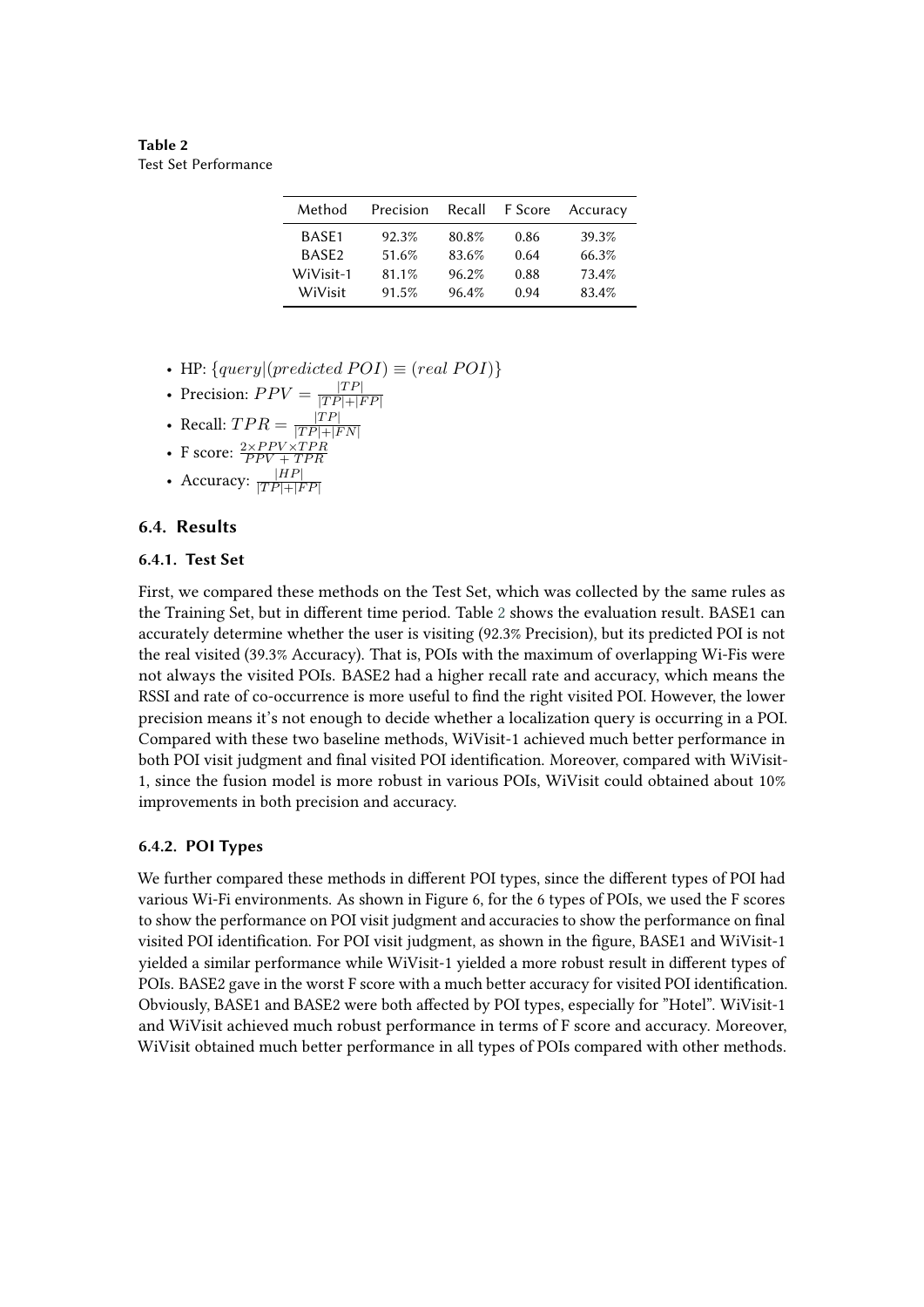**Table 2**
Test Set Performance

| Method | Precision | Recall | F Score | Accuracy |
|---|---|---|---|---|
| BASE1 | 92.3% | 80.8% | 0.86 | 39.3% |
| BASE2 | 51.6% | 83.6% | 0.64 | 66.3% |
| WiVisit-1 | 81.1% | 96.2% | 0.88 | 73.4% |
| WiVisit | 91.5% | 96.4% | 0.94 | 83.4% |

- HP: $\{query|(predicted\ POI) \equiv (real\ POI)\}$
- Precision: $PPV = \frac{|TP|}{|TP|+|FP|}$
- Recall: $TPR = \frac{|TP|}{|TP|+|FN|}$
- F score: $\frac{2\times PPV\times TPR}{PPV\ +\ TPR}$
- Accuracy: $\frac{|HP|}{|TP|+|FP|}$

### 6.4. Results

#### 6.4.1. Test Set

First, we compared these methods on the Test Set, which was collected by the same rules as the Training Set, but in different time period. Table 2 shows the evaluation result. BASE1 can accurately determine whether the user is visiting (92.3% Precision), but its predicted POI is not the real visited (39.3% Accuracy). That is, POIs with the maximum of overlapping Wi-Fis were not always the visited POIs. BASE2 had a higher recall rate and accuracy, which means the RSSI and rate of co-occurrence is more useful to find the right visited POI. However, the lower precision means it's not enough to decide whether a localization query is occurring in a POI. Compared with these two baseline methods, WiVisit-1 achieved much better performance in both POI visit judgment and final visited POI identification. Moreover, compared with WiVisit-1, since the fusion model is more robust in various POIs, WiVisit could obtained about 10% improvements in both precision and accuracy.

#### 6.4.2. POI Types

We further compared these methods in different POI types, since the different types of POI had various Wi-Fi environments. As shown in Figure 6, for the 6 types of POIs, we used the F scores to show the performance on POI visit judgment and accuracies to show the performance on final visited POI identification. For POI visit judgment, as shown in the figure, BASE1 and WiVisit-1 yielded a similar performance while WiVisit-1 yielded a more robust result in different types of POIs. BASE2 gave in the worst F score with a much better accuracy for visited POI identification. Obviously, BASE1 and BASE2 were both affected by POI types, especially for "Hotel". WiVisit-1 and WiVisit achieved much robust performance in terms of F score and accuracy. Moreover, WiVisit obtained much better performance in all types of POIs compared with other methods.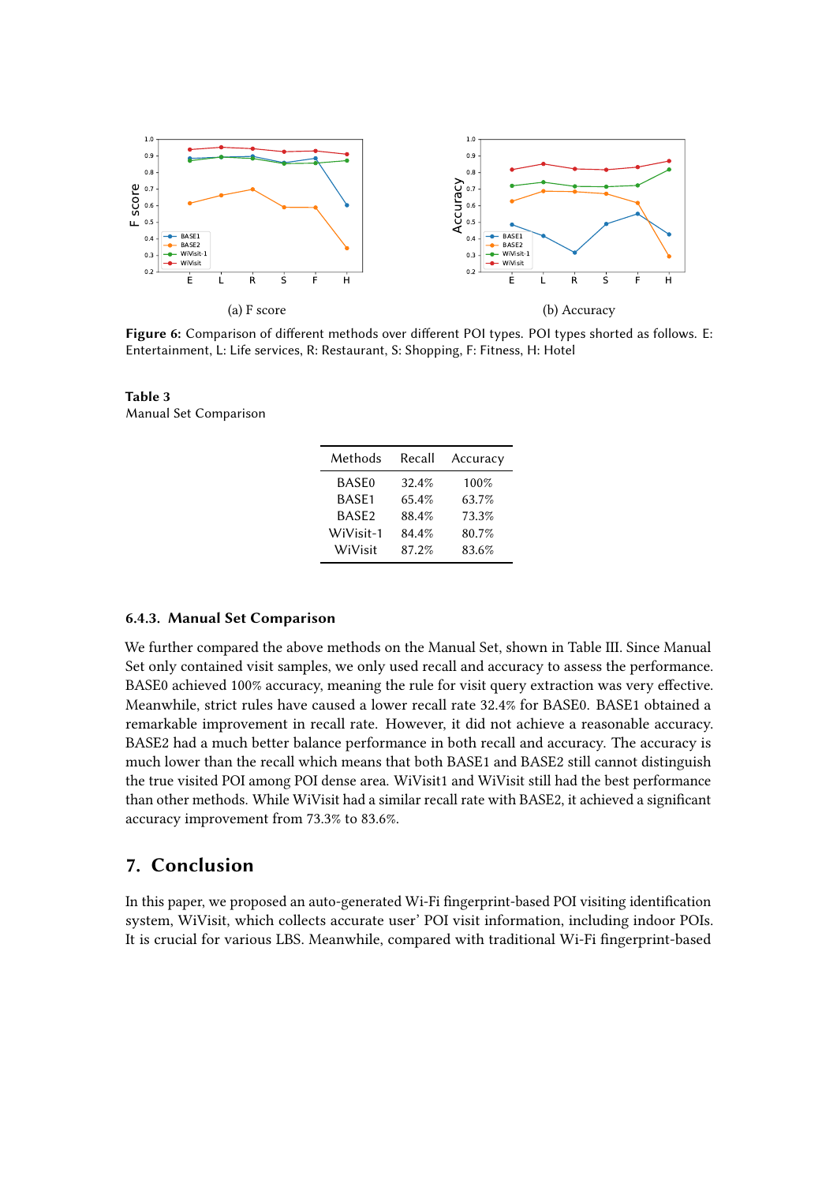(a) F score

(b) Accuracy

**Figure 6:** Comparison of different methods over different POI types. POI types shorted as follows. E: Entertainment, L: Life services, R: Restaurant, S: Shopping, F: Fitness, H: Hotel

**Table 3**
Manual Set Comparison

| Methods | Recall | Accuracy |
|---|---|---|
| BASE0 | 32.4% | 100% |
| BASE1 | 65.4% | 63.7% |
| BASE2 | 88.4% | 73.3% |
| WiVisit-1 | 84.4% | 80.7% |
| WiVisit | 87.2% | 83.6% |

### 6.4.3. Manual Set Comparison

We further compared the above methods on the Manual Set, shown in Table III. Since Manual Set only contained visit samples, we only used recall and accuracy to assess the performance. BASE0 achieved 100% accuracy, meaning the rule for visit query extraction was very effective. Meanwhile, strict rules have caused a lower recall rate 32.4% for BASE0. BASE1 obtained a remarkable improvement in recall rate. However, it did not achieve a reasonable accuracy. BASE2 had a much better balance performance in both recall and accuracy. The accuracy is much lower than the recall which means that both BASE1 and BASE2 still cannot distinguish the true visited POI among POI dense area. WiVisit1 and WiVisit still had the best performance than other methods. While WiVisit had a similar recall rate with BASE2, it achieved a significant accuracy improvement from 73.3% to 83.6%.

## 7. Conclusion

In this paper, we proposed an auto-generated Wi-Fi fingerprint-based POI visiting identification system, WiVisit, which collects accurate user' POI visit information, including indoor POIs. It is crucial for various LBS. Meanwhile, compared with traditional Wi-Fi fingerprint-based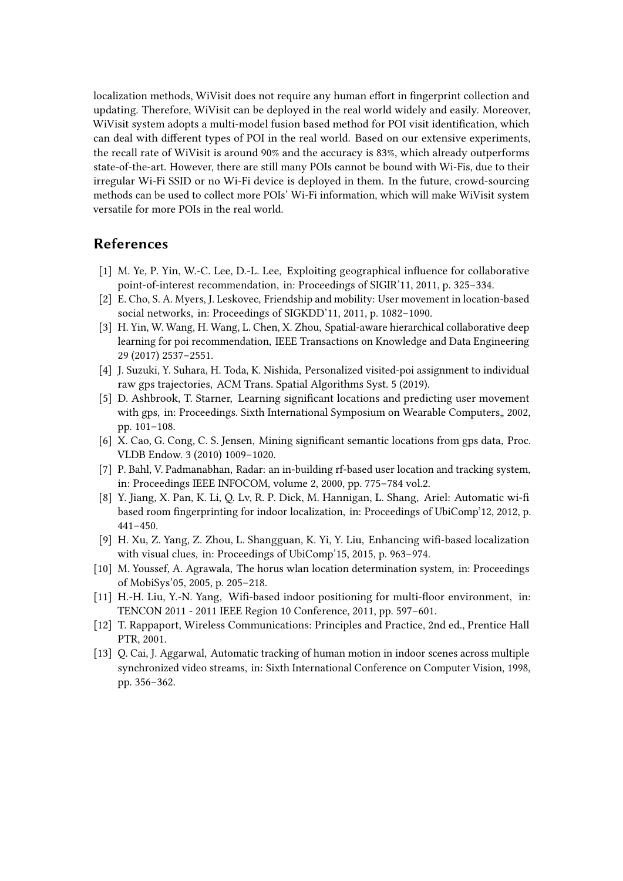localization methods, WiVisit does not require any human effort in fingerprint collection and updating. Therefore, WiVisit can be deployed in the real world widely and easily. Moreover, WiVisit system adopts a multi-model fusion based method for POI visit identification, which can deal with different types of POI in the real world. Based on our extensive experiments, the recall rate of WiVisit is around 90% and the accuracy is 83%, which already outperforms state-of-the-art. However, there are still many POIs cannot be bound with Wi-Fis, due to their irregular Wi-Fi SSID or no Wi-Fi device is deployed in them. In the future, crowd-sourcing methods can be used to collect more POIs' Wi-Fi information, which will make WiVisit system versatile for more POIs in the real world.

## References

[1] M. Ye, P. Yin, W.-C. Lee, D.-L. Lee, Exploiting geographical influence for collaborative point-of-interest recommendation, in: Proceedings of SIGIR'11, 2011, p. 325–334.

[2] E. Cho, S. A. Myers, J. Leskovec, Friendship and mobility: User movement in location-based social networks, in: Proceedings of SIGKDD'11, 2011, p. 1082–1090.

[3] H. Yin, W. Wang, H. Wang, L. Chen, X. Zhou, Spatial-aware hierarchical collaborative deep learning for poi recommendation, IEEE Transactions on Knowledge and Data Engineering 29 (2017) 2537–2551.

[4] J. Suzuki, Y. Suhara, H. Toda, K. Nishida, Personalized visited-poi assignment to individual raw gps trajectories, ACM Trans. Spatial Algorithms Syst. 5 (2019).

[5] D. Ashbrook, T. Starner, Learning significant locations and predicting user movement with gps, in: Proceedings. Sixth International Symposium on Wearable Computers,, 2002, pp. 101–108.

[6] X. Cao, G. Cong, C. S. Jensen, Mining significant semantic locations from gps data, Proc. VLDB Endow. 3 (2010) 1009–1020.

[7] P. Bahl, V. Padmanabhan, Radar: an in-building rf-based user location and tracking system, in: Proceedings IEEE INFOCOM, volume 2, 2000, pp. 775–784 vol.2.

[8] Y. Jiang, X. Pan, K. Li, Q. Lv, R. P. Dick, M. Hannigan, L. Shang, Ariel: Automatic wi-fi based room fingerprinting for indoor localization, in: Proceedings of UbiComp'12, 2012, p. 441–450.

[9] H. Xu, Z. Yang, Z. Zhou, L. Shangguan, K. Yi, Y. Liu, Enhancing wifi-based localization with visual clues, in: Proceedings of UbiComp'15, 2015, p. 963–974.

[10] M. Youssef, A. Agrawala, The horus wlan location determination system, in: Proceedings of MobiSys'05, 2005, p. 205–218.

[11] H.-H. Liu, Y.-N. Yang, Wifi-based indoor positioning for multi-floor environment, in: TENCON 2011 - 2011 IEEE Region 10 Conference, 2011, pp. 597–601.

[12] T. Rappaport, Wireless Communications: Principles and Practice, 2nd ed., Prentice Hall PTR, 2001.

[13] Q. Cai, J. Aggarwal, Automatic tracking of human motion in indoor scenes across multiple synchronized video streams, in: Sixth International Conference on Computer Vision, 1998, pp. 356–362.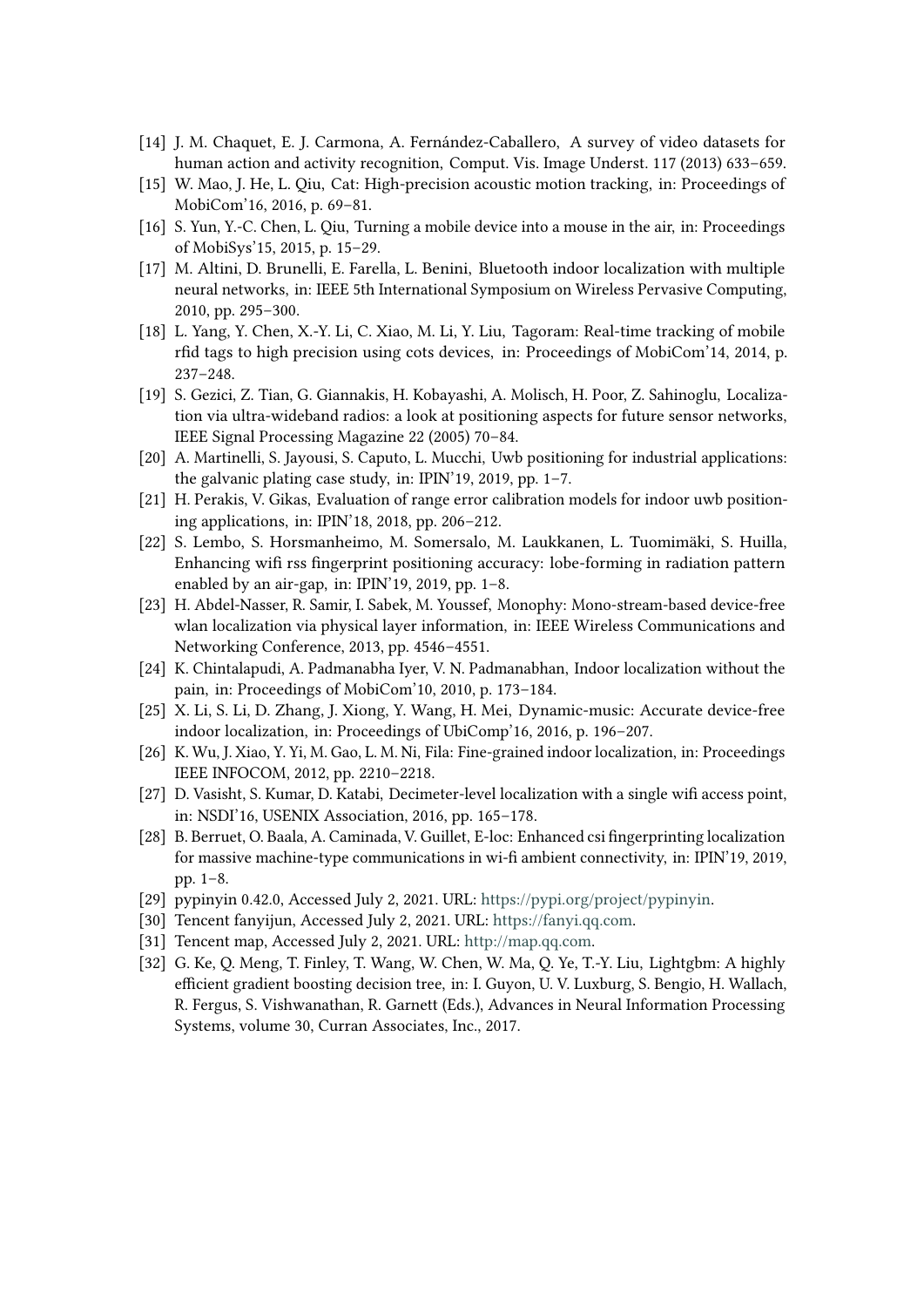[14] J. M. Chaquet, E. J. Carmona, A. Fernández-Caballero, A survey of video datasets for human action and activity recognition, Comput. Vis. Image Underst. 117 (2013) 633–659.

[15] W. Mao, J. He, L. Qiu, Cat: High-precision acoustic motion tracking, in: Proceedings of MobiCom'16, 2016, p. 69–81.

[16] S. Yun, Y.-C. Chen, L. Qiu, Turning a mobile device into a mouse in the air, in: Proceedings of MobiSys'15, 2015, p. 15–29.

[17] M. Altini, D. Brunelli, E. Farella, L. Benini, Bluetooth indoor localization with multiple neural networks, in: IEEE 5th International Symposium on Wireless Pervasive Computing, 2010, pp. 295–300.

[18] L. Yang, Y. Chen, X.-Y. Li, C. Xiao, M. Li, Y. Liu, Tagoram: Real-time tracking of mobile rfid tags to high precision using cots devices, in: Proceedings of MobiCom'14, 2014, p. 237–248.

[19] S. Gezici, Z. Tian, G. Giannakis, H. Kobayashi, A. Molisch, H. Poor, Z. Sahinoglu, Localization via ultra-wideband radios: a look at positioning aspects for future sensor networks, IEEE Signal Processing Magazine 22 (2005) 70–84.

[20] A. Martinelli, S. Jayousi, S. Caputo, L. Mucchi, Uwb positioning for industrial applications: the galvanic plating case study, in: IPIN'19, 2019, pp. 1–7.

[21] H. Perakis, V. Gikas, Evaluation of range error calibration models for indoor uwb positioning applications, in: IPIN'18, 2018, pp. 206–212.

[22] S. Lembo, S. Horsmanheimo, M. Somersalo, M. Laukkanen, L. Tuomimäki, S. Huilla, Enhancing wifi rss fingerprint positioning accuracy: lobe-forming in radiation pattern enabled by an air-gap, in: IPIN'19, 2019, pp. 1–8.

[23] H. Abdel-Nasser, R. Samir, I. Sabek, M. Youssef, Monophy: Mono-stream-based device-free wlan localization via physical layer information, in: IEEE Wireless Communications and Networking Conference, 2013, pp. 4546–4551.

[24] K. Chintalapudi, A. Padmanabha Iyer, V. N. Padmanabhan, Indoor localization without the pain, in: Proceedings of MobiCom'10, 2010, p. 173–184.

[25] X. Li, S. Li, D. Zhang, J. Xiong, Y. Wang, H. Mei, Dynamic-music: Accurate device-free indoor localization, in: Proceedings of UbiComp'16, 2016, p. 196–207.

[26] K. Wu, J. Xiao, Y. Yi, M. Gao, L. M. Ni, Fila: Fine-grained indoor localization, in: Proceedings IEEE INFOCOM, 2012, pp. 2210–2218.

[27] D. Vasisht, S. Kumar, D. Katabi, Decimeter-level localization with a single wifi access point, in: NSDI'16, USENIX Association, 2016, pp. 165–178.

[28] B. Berruet, O. Baala, A. Caminada, V. Guillet, E-loc: Enhanced csi fingerprinting localization for massive machine-type communications in wi-fi ambient connectivity, in: IPIN'19, 2019, pp. 1–8.

[29] pypinyin 0.42.0, Accessed July 2, 2021. URL: https://pypi.org/project/pypinyin.

[30] Tencent fanyijun, Accessed July 2, 2021. URL: https://fanyi.qq.com.

[31] Tencent map, Accessed July 2, 2021. URL: http://map.qq.com.

[32] G. Ke, Q. Meng, T. Finley, T. Wang, W. Chen, W. Ma, Q. Ye, T.-Y. Liu, Lightgbm: A highly efficient gradient boosting decision tree, in: I. Guyon, U. V. Luxburg, S. Bengio, H. Wallach, R. Fergus, S. Vishwanathan, R. Garnett (Eds.), Advances in Neural Information Processing Systems, volume 30, Curran Associates, Inc., 2017.